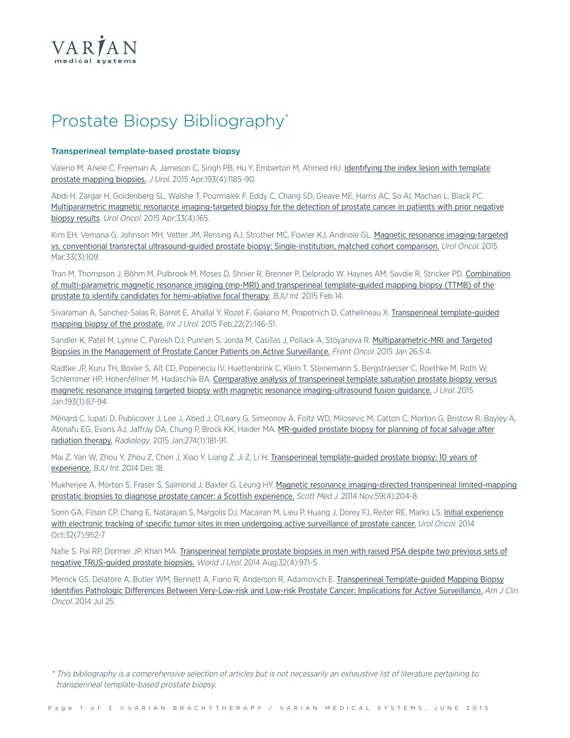VARIAN
medical systems

# Prostate Biopsy Bibliography*

## Transperineal template-based prostate biopsy

Valerio M, Anele C, Freeman A, Jameson C, Singh PB, Hu Y, Emberton M, Ahmed HU. Identifying the index lesion with template prostate mapping biopsies. *J Urol.* 2015 Apr;193(4):1185-90.

Abdi H, Zargar H, Goldenberg SL, Walshe T, Pourmalek F, Eddy C, Chang SD, Gleave ME, Harris AC, So AI, Machan L, Black PC. Multiparametric magnetic resonance imaging-targeted biopsy for the detection of prostate cancer in patients with prior negative biopsy results. *Urol Oncol.* 2015 Apr;33(4):165.

Kim EH, Vemana G, Johnson MH, Vetter JM, Rensing AJ, Strother MC, Fowler KJ, Andriole GL. Magnetic resonance imaging-targeted vs. conventional transrectal ultrasound-guided prostate biopsy: Single-institution, matched cohort comparison. *Urol Oncol.* 2015 Mar;33(3):109.

Tran M, Thompson J, Böhm M, Pulbrook M, Moses D, Shnier R, Brenner P, Delprado W, Haynes AM, Savdie R, Stricker PD. Combination of multi-parametric magnetic resonance imaging (mp-MRI) and transperineal template-guided mapping biopsy (TTMB) of the prostate to identify candidates for hemi-ablative focal therapy. *BJU Int.* 2015 Feb 14.

Sivaraman A, Sanchez-Salas R, Barret E, Ahallal Y, Rozet F, Galiano M, Prapotnich D, Cathelineau X. Transperineal template-guided mapping biopsy of the prostate. *Int J Urol.* 2015 Feb;22(2):146-51.

Sandler K, Patel M, Lynne C, Parekh DJ, Punnen S, Jorda M, Casillas J, Pollack A, Stoyanova R. Multiparametric-MRI and Targeted Biopsies in the Management of Prostate Cancer Patients on Active Surveillance. *Front Oncol.* 2015 Jan 26;5:4.

Radtke JP, Kuru TH, Boxler S, Alt CD, Popeneciu IV, Huettenbrink C, Klein T, Steinemann S, Bergstraesser C, Roethke M, Roth W, Schlemmer HP, Hohenfellner M, Hadaschik BA. Comparative analysis of transperineal template saturation prostate biopsy versus magnetic resonance imaging targeted biopsy with magnetic resonance imaging-ultrasound fusion guidance. *J Urol.* 2015 Jan;193(1):87-94.

Ménard C, Iupati D, Publicover J, Lee J, Abed J, O'Leary G, Simeonov A, Foltz WD, Milosevic M, Catton C, Morton G, Bristow R, Bayley A, Atenafu EG, Evans AJ, Jaffray DA, Chung P, Brock KK, Haider MA. MR-guided prostate biopsy for planning of focal salvage after radiation therapy. *Radiology.* 2015 Jan;274(1):181-91.

Mai Z, Yan W, Zhou Y, Zhou Z, Chen J, Xiao Y, Liang Z, Ji Z, Li H. Transperineal template-guided prostate biopsy: 10 years of experience. *BJU Int.* 2014 Dec 18.

Mukherjee A, Morton S, Fraser S, Salmond J, Baxter G, Leung HY. Magnetic resonance imaging-directed transperineal limited-mapping prostatic biopsies to diagnose prostate cancer: a Scottish experience. *Scott Med J.* 2014 Nov;59(4):204-8.

Sonn GA, Filson CP, Chang E, Natarajan S, Margolis DJ, Macairan M, Lieu P, Huang J, Dorey FJ, Reiter RE, Marks LS. Initial experience with electronic tracking of specific tumor sites in men undergoing active surveillance of prostate cancer. *Urol Oncol.* 2014 Oct;32(7):952-7

Nafie S, Pal RP, Dormer JP, Khan MA. Transperineal template prostate biopsies in men with raised PSA despite two previous sets of negative TRUS-guided prostate biopsies. *World J Urol.* 2014 Aug;32(4):971-5.

Merrick GS, Delatore A, Butler WM, Bennett A, Fiano R, Anderson R, Adamovich E. Transperineal Template-guided Mapping Biopsy Identifies Pathologic Differences Between Very-Low-risk and Low-risk Prostate Cancer: Implications for Active Surveillance. *Am J Clin Oncol.* 2014 Jul 25.

*\* This bibliography is a comprehensive selection of articles but is not necessarily an exhaustive list of literature pertaining to transperineal template-based prostate biopsy.*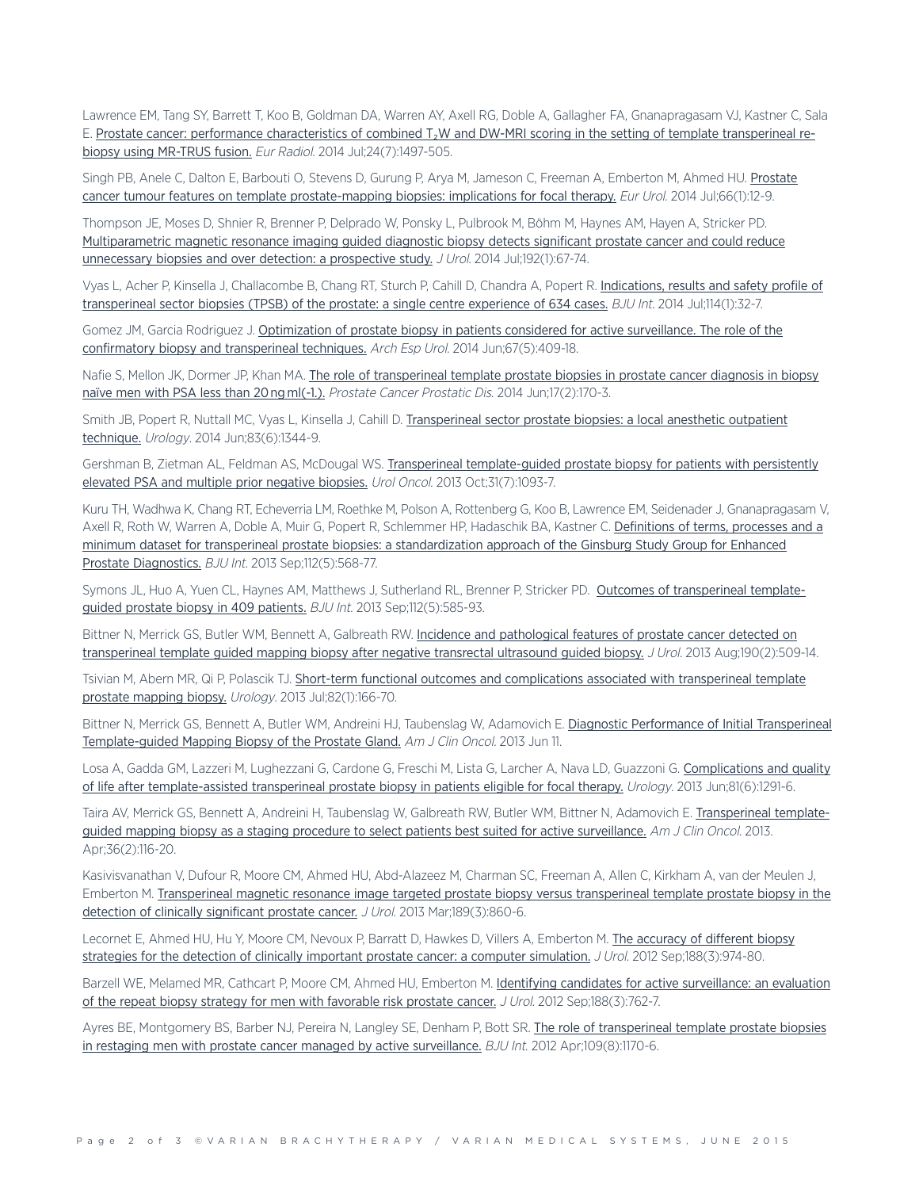Lawrence EM, Tang SY, Barrett T, Koo B, Goldman DA, Warren AY, Axell RG, Doble A, Gallagher FA, Gnanapragasam VJ, Kastner C, Sala E. Prostate cancer: performance characteristics of combined $T_2$W and DW-MRI scoring in the setting of template transperineal re-biopsy using MR-TRUS fusion. *Eur Radiol.* 2014 Jul;24(7):1497-505.

Singh PB, Anele C, Dalton E, Barbouti O, Stevens D, Gurung P, Arya M, Jameson C, Freeman A, Emberton M, Ahmed HU. Prostate cancer tumour features on template prostate-mapping biopsies: implications for focal therapy. *Eur Urol.* 2014 Jul;66(1):12-9.

Thompson JE, Moses D, Shnier R, Brenner P, Delprado W, Ponsky L, Pulbrook M, Böhm M, Haynes AM, Hayen A, Stricker PD. Multiparametric magnetic resonance imaging guided diagnostic biopsy detects significant prostate cancer and could reduce unnecessary biopsies and over detection: a prospective study. *J Urol.* 2014 Jul;192(1):67-74.

Vyas L, Acher P, Kinsella J, Challacombe B, Chang RT, Sturch P, Cahill D, Chandra A, Popert R. Indications, results and safety profile of transperineal sector biopsies (TPSB) of the prostate: a single centre experience of 634 cases. *BJU Int.* 2014 Jul;114(1):32-7.

Gomez JM, Garcia Rodriguez J. Optimization of prostate biopsy in patients considered for active surveillance. The role of the confirmatory biopsy and transperineal techniques. *Arch Esp Urol.* 2014 Jun;67(5):409-18.

Nafie S, Mellon JK, Dormer JP, Khan MA. The role of transperineal template prostate biopsies in prostate cancer diagnosis in biopsy naïve men with PSA less than 20 ng ml(-1.). *Prostate Cancer Prostatic Dis.* 2014 Jun;17(2):170-3.

Smith JB, Popert R, Nuttall MC, Vyas L, Kinsella J, Cahill D. Transperineal sector prostate biopsies: a local anesthetic outpatient technique. *Urology*. 2014 Jun;83(6):1344-9.

Gershman B, Zietman AL, Feldman AS, McDougal WS. Transperineal template-guided prostate biopsy for patients with persistently elevated PSA and multiple prior negative biopsies. *Urol Oncol.* 2013 Oct;31(7):1093-7.

Kuru TH, Wadhwa K, Chang RT, Echeverria LM, Roethke M, Polson A, Rottenberg G, Koo B, Lawrence EM, Seidenader J, Gnanapragasam V, Axell R, Roth W, Warren A, Doble A, Muir G, Popert R, Schlemmer HP, Hadaschik BA, Kastner C. Definitions of terms, processes and a minimum dataset for transperineal prostate biopsies: a standardization approach of the Ginsburg Study Group for Enhanced Prostate Diagnostics. *BJU Int.* 2013 Sep;112(5):568-77.

Symons JL, Huo A, Yuen CL, Haynes AM, Matthews J, Sutherland RL, Brenner P, Stricker PD. Outcomes of transperineal template-guided prostate biopsy in 409 patients. *BJU Int.* 2013 Sep;112(5):585-93.

Bittner N, Merrick GS, Butler WM, Bennett A, Galbreath RW. Incidence and pathological features of prostate cancer detected on transperineal template guided mapping biopsy after negative transrectal ultrasound guided biopsy. *J Urol.* 2013 Aug;190(2):509-14.

Tsivian M, Abern MR, Qi P, Polascik TJ. Short-term functional outcomes and complications associated with transperineal template prostate mapping biopsy. *Urology*. 2013 Jul;82(1):166-70.

Bittner N, Merrick GS, Bennett A, Butler WM, Andreini HJ, Taubenslag W, Adamovich E. Diagnostic Performance of Initial Transperineal Template-guided Mapping Biopsy of the Prostate Gland. *Am J Clin Oncol.* 2013 Jun 11.

Losa A, Gadda GM, Lazzeri M, Lughezzani G, Cardone G, Freschi M, Lista G, Larcher A, Nava LD, Guazzoni G. Complications and quality of life after template-assisted transperineal prostate biopsy in patients eligible for focal therapy. *Urology*. 2013 Jun;81(6):1291-6.

Taira AV, Merrick GS, Bennett A, Andreini H, Taubenslag W, Galbreath RW, Butler WM, Bittner N, Adamovich E. Transperineal template-guided mapping biopsy as a staging procedure to select patients best suited for active surveillance. *Am J Clin Oncol.* 2013. Apr;36(2):116-20.

Kasivisvanathan V, Dufour R, Moore CM, Ahmed HU, Abd-Alazeez M, Charman SC, Freeman A, Allen C, Kirkham A, van der Meulen J, Emberton M. Transperineal magnetic resonance image targeted prostate biopsy versus transperineal template prostate biopsy in the detection of clinically significant prostate cancer. *J Urol.* 2013 Mar;189(3):860-6.

Lecornet E, Ahmed HU, Hu Y, Moore CM, Nevoux P, Barratt D, Hawkes D, Villers A, Emberton M. The accuracy of different biopsy strategies for the detection of clinically important prostate cancer: a computer simulation. *J Urol.* 2012 Sep;188(3):974-80.

Barzell WE, Melamed MR, Cathcart P, Moore CM, Ahmed HU, Emberton M. Identifying candidates for active surveillance: an evaluation of the repeat biopsy strategy for men with favorable risk prostate cancer. *J Urol.* 2012 Sep;188(3):762-7.

Ayres BE, Montgomery BS, Barber NJ, Pereira N, Langley SE, Denham P, Bott SR. The role of transperineal template prostate biopsies in restaging men with prostate cancer managed by active surveillance. *BJU Int.* 2012 Apr;109(8):1170-6.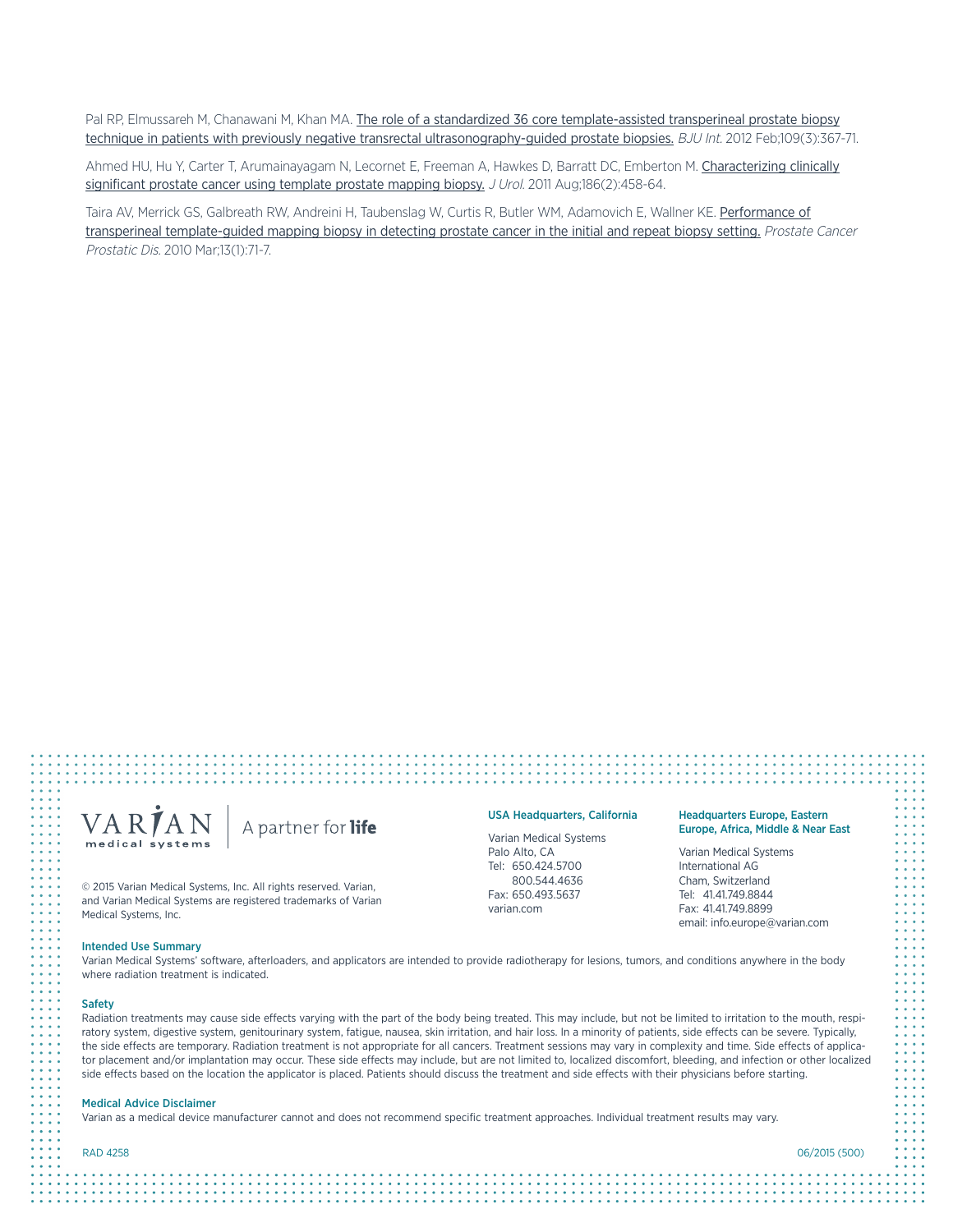Pal RP, Elmussareh M, Chanawani M, Khan MA. The role of a standardized 36 core template-assisted transperineal prostate biopsy technique in patients with previously negative transrectal ultrasonography-guided prostate biopsies. *BJU Int.* 2012 Feb;109(3):367-71.

Ahmed HU, Hu Y, Carter T, Arumainayagam N, Lecornet E, Freeman A, Hawkes D, Barratt DC, Emberton M. Characterizing clinically significant prostate cancer using template prostate mapping biopsy. *J Urol.* 2011 Aug;186(2):458-64.

Taira AV, Merrick GS, Galbreath RW, Andreini H, Taubenslag W, Curtis R, Butler WM, Adamovich E, Wallner KE. Performance of transperineal template-guided mapping biopsy in detecting prostate cancer in the initial and repeat biopsy setting. *Prostate Cancer Prostatic Dis.* 2010 Mar;13(1):71-7.

VARIAN medical systems | A partner for **life**

© 2015 Varian Medical Systems, Inc. All rights reserved. Varian, and Varian Medical Systems are registered trademarks of Varian Medical Systems, Inc.

**USA Headquarters, California**

Varian Medical Systems
Palo Alto, CA
Tel: 650.424.5700
800.544.4636
Fax: 650.493.5637
varian.com

**Headquarters Europe, Eastern Europe, Africa, Middle & Near East**

Varian Medical Systems
International AG
Cham, Switzerland
Tel: 41.41.749.8844
Fax: 41.41.749.8899
email: info.europe@varian.com

**Intended Use Summary**

Varian Medical Systems' software, afterloaders, and applicators are intended to provide radiotherapy for lesions, tumors, and conditions anywhere in the body where radiation treatment is indicated.

**Safety**

Radiation treatments may cause side effects varying with the part of the body being treated. This may include, but not be limited to irritation to the mouth, respiratory system, digestive system, genitourinary system, fatigue, nausea, skin irritation, and hair loss. In a minority of patients, side effects can be severe. Typically, the side effects are temporary. Radiation treatment is not appropriate for all cancers. Treatment sessions may vary in complexity and time. Side effects of applicator placement and/or implantation may occur. These side effects may include, but are not limited to, localized discomfort, bleeding, and infection or other localized side effects based on the location the applicator is placed. Patients should discuss the treatment and side effects with their physicians before starting.

**Medical Advice Disclaimer**

Varian as a medical device manufacturer cannot and does not recommend specific treatment approaches. Individual treatment results may vary.

RAD 4258 06/2015 (500)